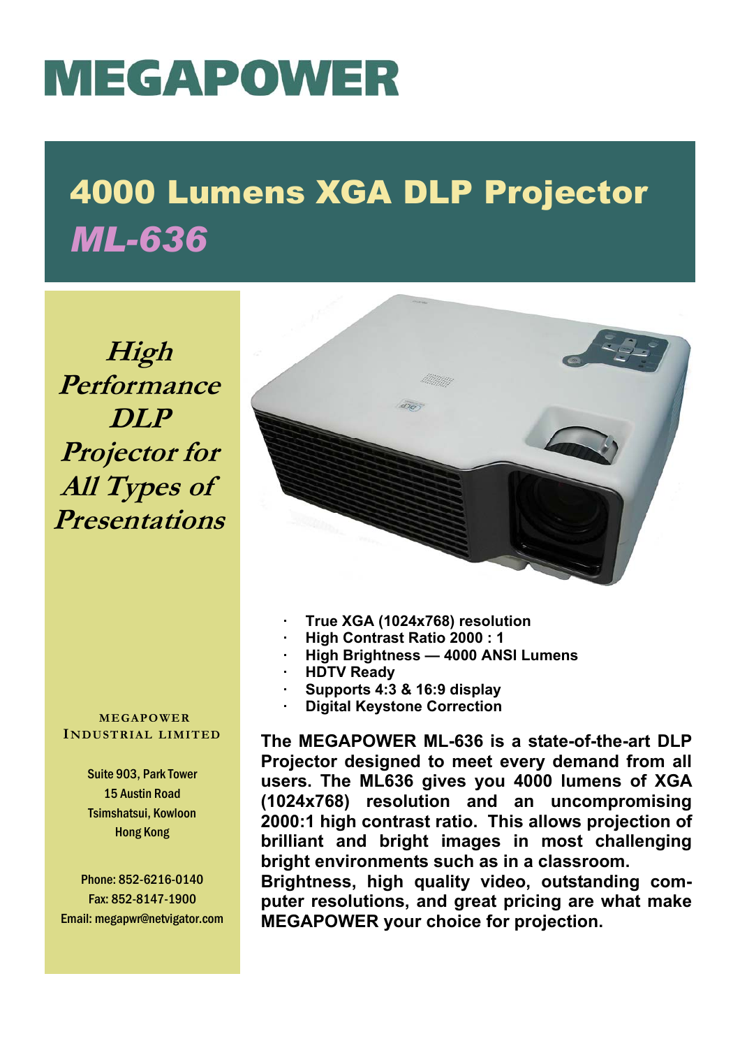# MEGAPOWER

## 4000 Lumens XGA DLP Projector

## *ML-636*

***High Performance DLP Projector for All Types of Presentations***

- True XGA (1024x768) resolution
- High Contrast Ratio 2000 : 1
- High Brightness — 4000 ANSI Lumens
- HDTV Ready
- Supports 4:3 & 16:9 display
- Digital Keystone Correction

**The MEGAPOWER ML-636 is a state-of-the-art DLP Projector designed to meet every demand from all users. The ML636 gives you 4000 lumens of XGA (1024x768) resolution and an uncompromising 2000:1 high contrast ratio. This allows projection of brilliant and bright images in most challenging bright environments such as in a classroom.**

**Brightness, high quality video, outstanding computer resolutions, and great pricing are what make MEGAPOWER your choice for projection.**

MEGAPOWER INDUSTRIAL LIMITED

Suite 903, Park Tower
15 Austin Road
Tsimshatsui, Kowloon
Hong Kong

Phone: 852-6216-0140
Fax: 852-8147-1900
Email: megapwr@netvigator.com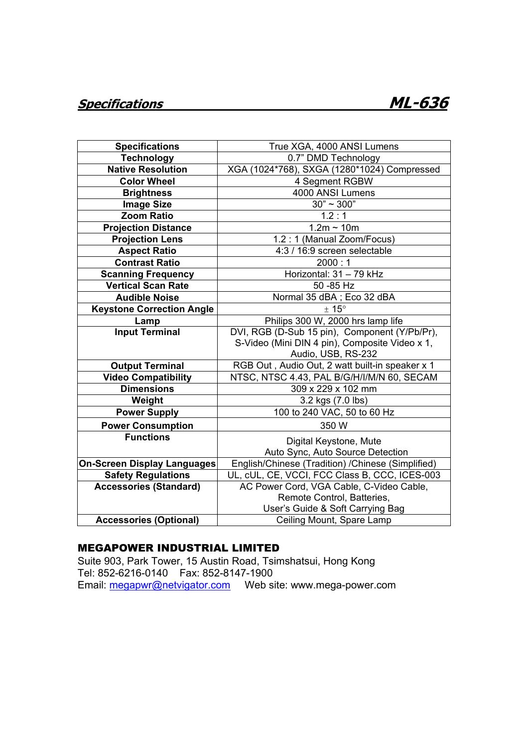## *Specifications* — *ML-636*

| | |
|---|---|
| **Specifications** | True XGA, 4000 ANSI Lumens |
| **Technology** | 0.7" DMD Technology |
| **Native Resolution** | XGA (1024*768), SXGA (1280*1024) Compressed |
| **Color Wheel** | 4 Segment RGBW |
| **Brightness** | 4000 ANSI Lumens |
| **Image Size** | 30" ~ 300" |
| **Zoom Ratio** | 1.2 : 1 |
| **Projection Distance** | 1.2m ~ 10m |
| **Projection Lens** | 1.2 : 1 (Manual Zoom/Focus) |
| **Aspect Ratio** | 4:3 / 16:9 screen selectable |
| **Contrast Ratio** | 2000 : 1 |
| **Scanning Frequency** | Horizontal: 31 – 79 kHz |
| **Vertical Scan Rate** | 50 -85 Hz |
| **Audible Noise** | Normal 35 dBA ; Eco 32 dBA |
| **Keystone Correction Angle** | ± 15° |
| **Lamp** | Philips 300 W, 2000 hrs lamp life |
| **Input Terminal** | DVI, RGB (D-Sub 15 pin), Component (Y/Pb/Pr), S-Video (Mini DIN 4 pin), Composite Video x 1, Audio, USB, RS-232 |
| **Output Terminal** | RGB Out , Audio Out, 2 watt built-in speaker x 1 |
| **Video Compatibility** | NTSC, NTSC 4.43, PAL B/G/H/I/M/N 60, SECAM |
| **Dimensions** | 309 x 229 x 102 mm |
| **Weight** | 3.2 kgs (7.0 lbs) |
| **Power Supply** | 100 to 240 VAC, 50 to 60 Hz |
| **Power Consumption** | 350 W |
| **Functions** | Digital Keystone, Mute<br>Auto Sync, Auto Source Detection |
| **On-Screen Display Languages** | English/Chinese (Tradition) /Chinese (Simplified) |
| **Safety Regulations** | UL, cUL, CE, VCCI, FCC Class B, CCC, ICES-003 |
| **Accessories (Standard)** | AC Power Cord, VGA Cable, C-Video Cable, Remote Control, Batteries, User's Guide & Soft Carrying Bag |
| **Accessories (Optional)** | Ceiling Mount, Spare Lamp |

**MEGAPOWER INDUSTRIAL LIMITED**
Suite 903, Park Tower, 15 Austin Road, Tsimshatsui, Hong Kong
Tel: 852-6216-0140 Fax: 852-8147-1900
Email: megapwr@netvigator.com Web site: www.mega-power.com